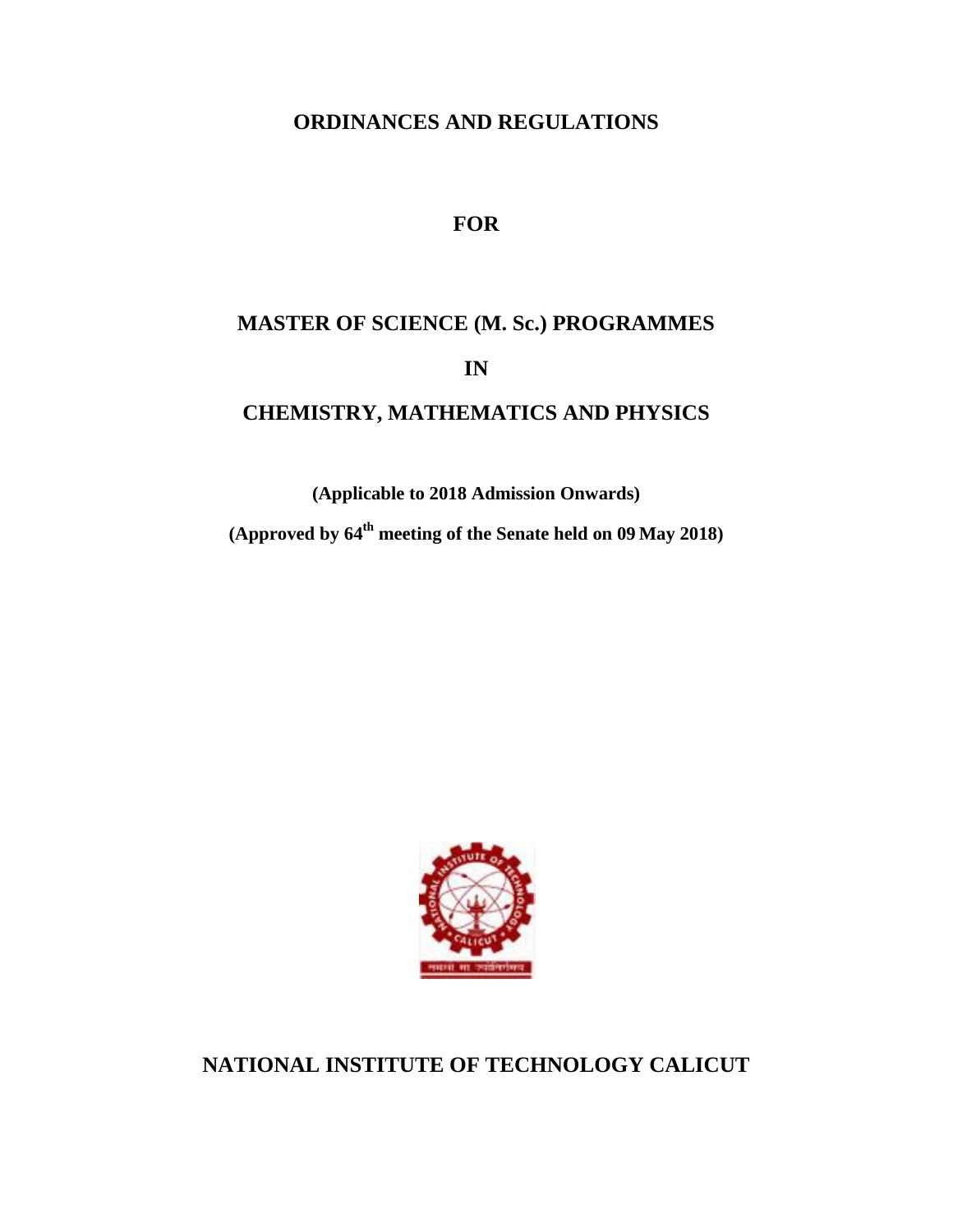# ORDINANCES AND REGULATIONS

## FOR

## MASTER OF SCIENCE (M. Sc.) PROGRAMMES

## IN

## CHEMISTRY, MATHEMATICS AND PHYSICS

**(Applicable to 2018 Admission Onwards)**

**(Approved by 64th meeting of the Senate held on 09 May 2018)**

## NATIONAL INSTITUTE OF TECHNOLOGY CALICUT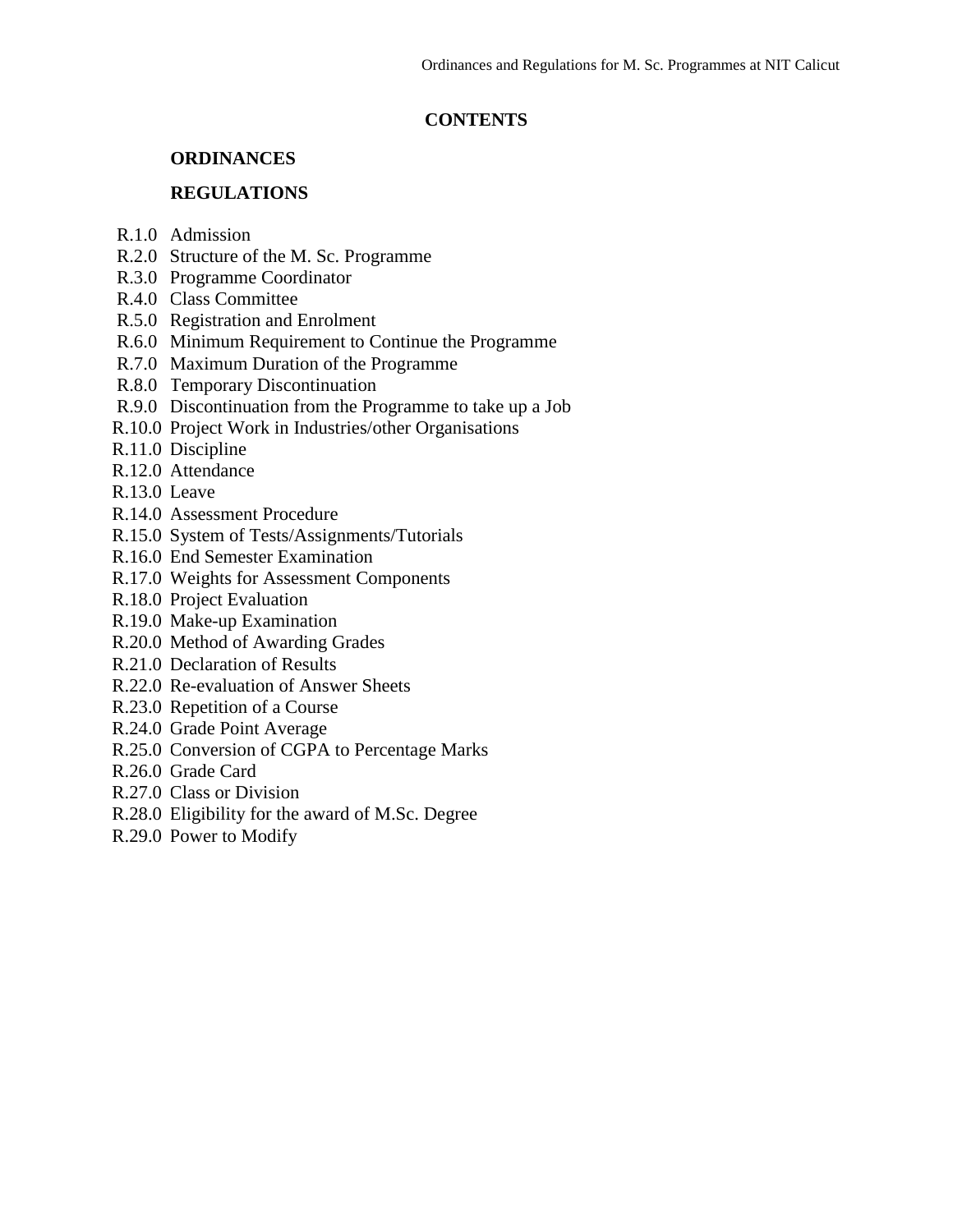# CONTENTS

## ORDINANCES

## REGULATIONS

R.1.0 Admission
R.2.0 Structure of the M. Sc. Programme
R.3.0 Programme Coordinator
R.4.0 Class Committee
R.5.0 Registration and Enrolment
R.6.0 Minimum Requirement to Continue the Programme
R.7.0 Maximum Duration of the Programme
R.8.0 Temporary Discontinuation
R.9.0 Discontinuation from the Programme to take up a Job
R.10.0 Project Work in Industries/other Organisations
R.11.0 Discipline
R.12.0 Attendance
R.13.0 Leave
R.14.0 Assessment Procedure
R.15.0 System of Tests/Assignments/Tutorials
R.16.0 End Semester Examination
R.17.0 Weights for Assessment Components
R.18.0 Project Evaluation
R.19.0 Make-up Examination
R.20.0 Method of Awarding Grades
R.21.0 Declaration of Results
R.22.0 Re-evaluation of Answer Sheets
R.23.0 Repetition of a Course
R.24.0 Grade Point Average
R.25.0 Conversion of CGPA to Percentage Marks
R.26.0 Grade Card
R.27.0 Class or Division
R.28.0 Eligibility for the award of M.Sc. Degree
R.29.0 Power to Modify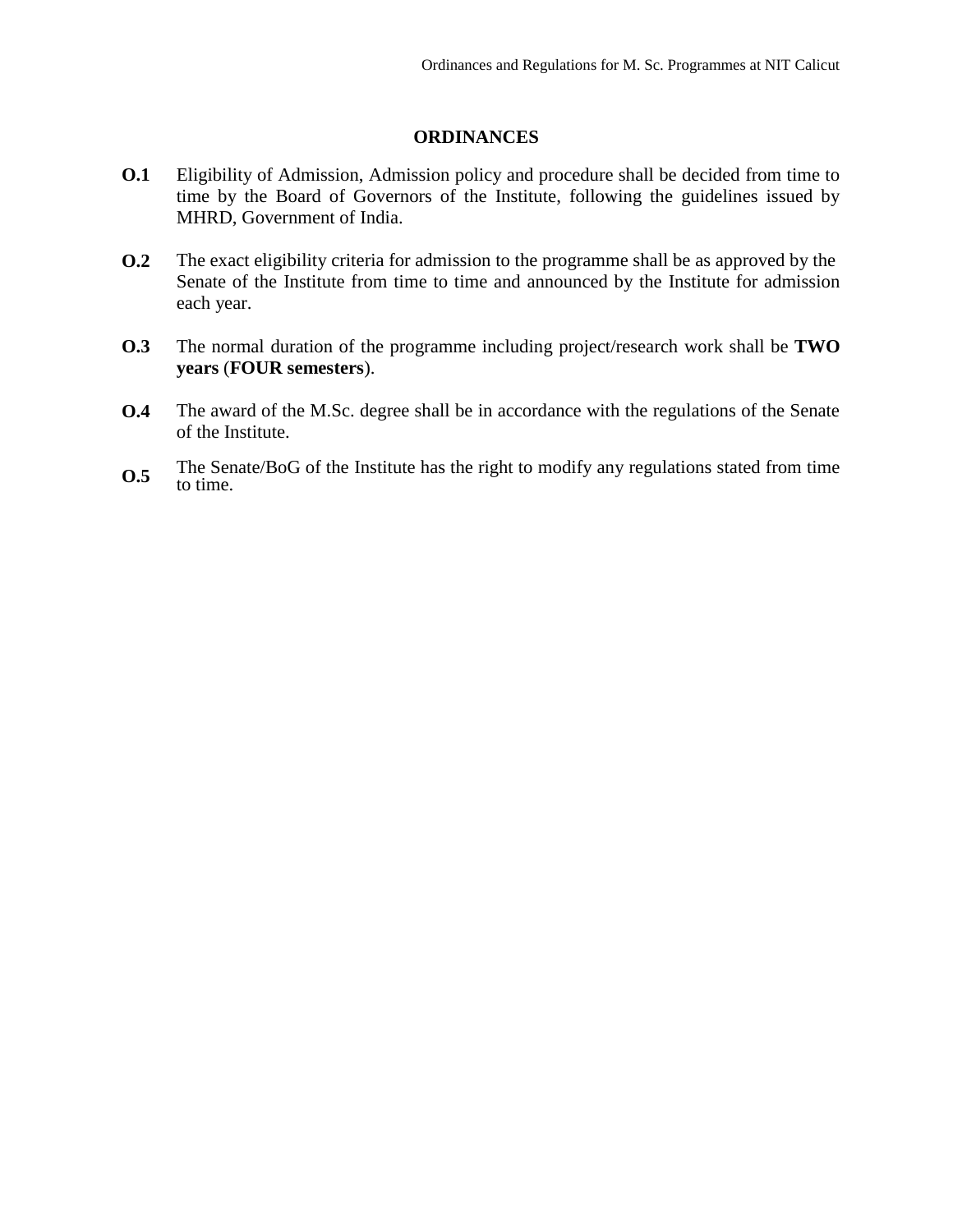## ORDINANCES

**O.1** Eligibility of Admission, Admission policy and procedure shall be decided from time to time by the Board of Governors of the Institute, following the guidelines issued by MHRD, Government of India.

**O.2** The exact eligibility criteria for admission to the programme shall be as approved by the Senate of the Institute from time to time and announced by the Institute for admission each year.

**O.3** The normal duration of the programme including project/research work shall be **TWO years** (**FOUR semesters**).

**O.4** The award of the M.Sc. degree shall be in accordance with the regulations of the Senate of the Institute.

**O.5** The Senate/BoG of the Institute has the right to modify any regulations stated from time to time.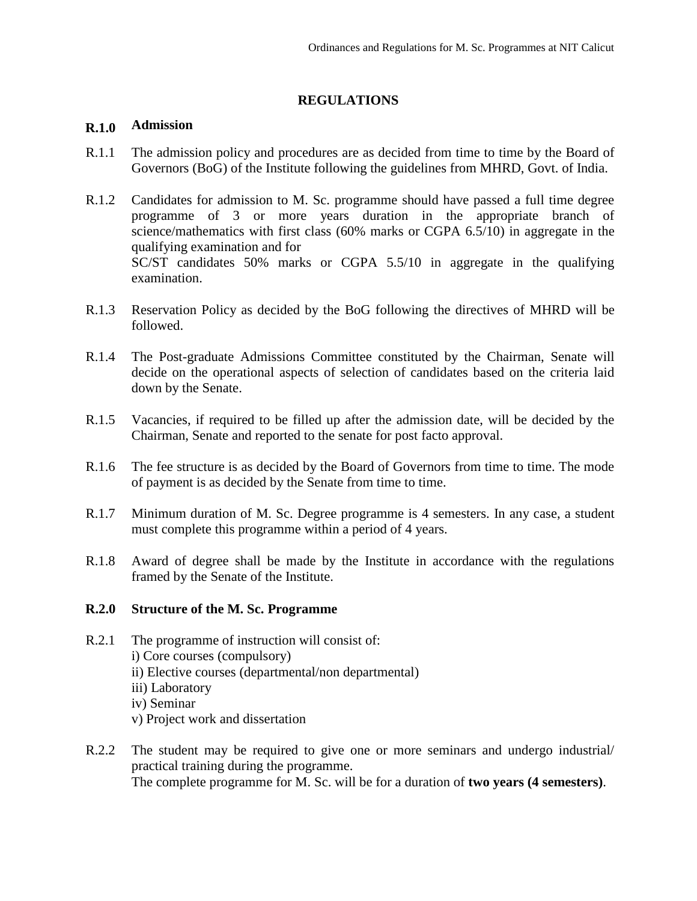## REGULATIONS

**R.1.0 Admission**

R.1.1 The admission policy and procedures are as decided from time to time by the Board of Governors (BoG) of the Institute following the guidelines from MHRD, Govt. of India.

R.1.2 Candidates for admission to M. Sc. programme should have passed a full time degree programme of 3 or more years duration in the appropriate branch of science/mathematics with first class (60% marks or CGPA 6.5/10) in aggregate in the qualifying examination and for
SC/ST candidates 50% marks or CGPA 5.5/10 in aggregate in the qualifying examination.

R.1.3 Reservation Policy as decided by the BoG following the directives of MHRD will be followed.

R.1.4 The Post-graduate Admissions Committee constituted by the Chairman, Senate will decide on the operational aspects of selection of candidates based on the criteria laid down by the Senate.

R.1.5 Vacancies, if required to be filled up after the admission date, will be decided by the Chairman, Senate and reported to the senate for post facto approval.

R.1.6 The fee structure is as decided by the Board of Governors from time to time. The mode of payment is as decided by the Senate from time to time.

R.1.7 Minimum duration of M. Sc. Degree programme is 4 semesters. In any case, a student must complete this programme within a period of 4 years.

R.1.8 Award of degree shall be made by the Institute in accordance with the regulations framed by the Senate of the Institute.

**R.2.0 Structure of the M. Sc. Programme**

R.2.1 The programme of instruction will consist of:
i) Core courses (compulsory)
ii) Elective courses (departmental/non departmental)
iii) Laboratory
iv) Seminar
v) Project work and dissertation

R.2.2 The student may be required to give one or more seminars and undergo industrial/ practical training during the programme.
The complete programme for M. Sc. will be for a duration of **two years (4 semesters)**.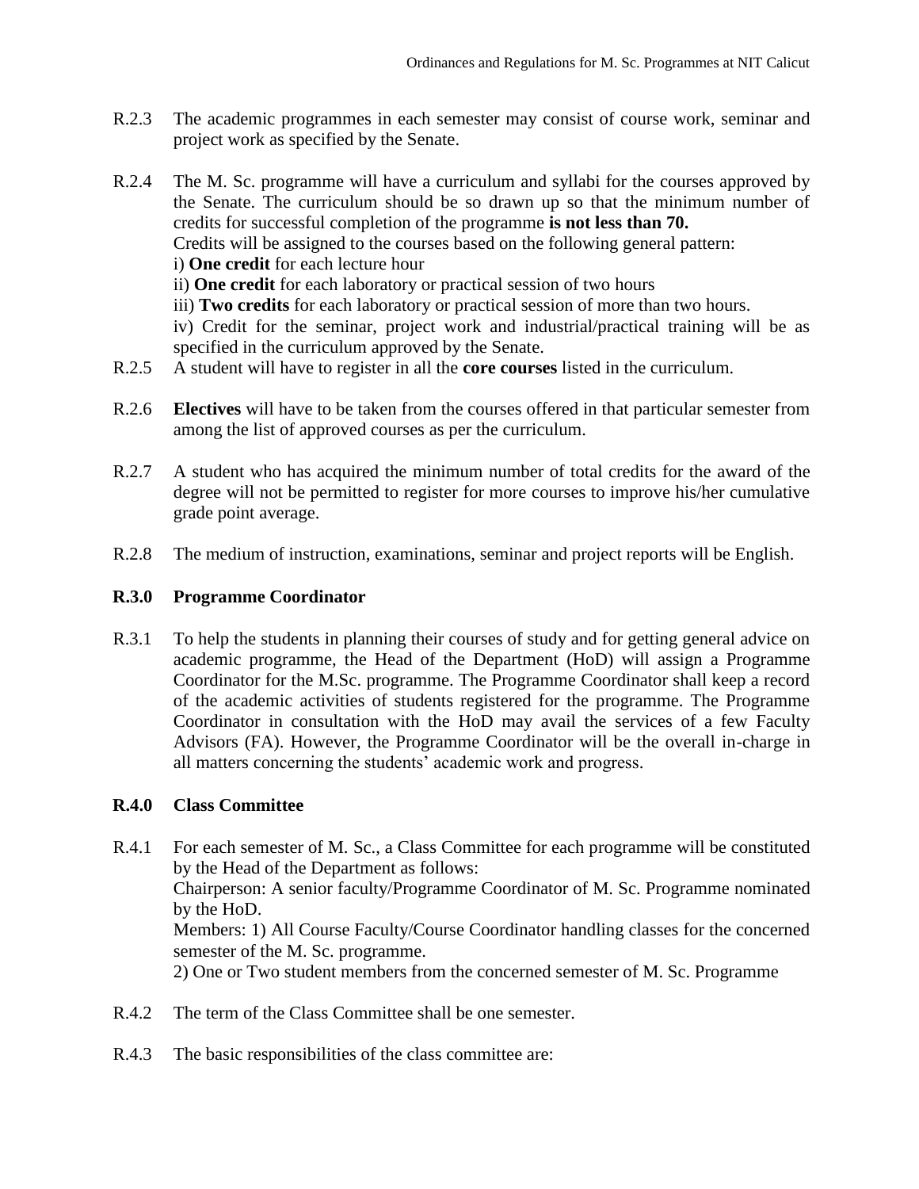R.2.3 The academic programmes in each semester may consist of course work, seminar and project work as specified by the Senate.

R.2.4 The M. Sc. programme will have a curriculum and syllabi for the courses approved by the Senate. The curriculum should be so drawn up so that the minimum number of credits for successful completion of the programme **is not less than 70.**
Credits will be assigned to the courses based on the following general pattern:
i) **One credit** for each lecture hour
ii) **One credit** for each laboratory or practical session of two hours
iii) **Two credits** for each laboratory or practical session of more than two hours.
iv) Credit for the seminar, project work and industrial/practical training will be as specified in the curriculum approved by the Senate.

R.2.5 A student will have to register in all the **core courses** listed in the curriculum.

R.2.6 **Electives** will have to be taken from the courses offered in that particular semester from among the list of approved courses as per the curriculum.

R.2.7 A student who has acquired the minimum number of total credits for the award of the degree will not be permitted to register for more courses to improve his/her cumulative grade point average.

R.2.8 The medium of instruction, examinations, seminar and project reports will be English.

## R.3.0 Programme Coordinator

R.3.1 To help the students in planning their courses of study and for getting general advice on academic programme, the Head of the Department (HoD) will assign a Programme Coordinator for the M.Sc. programme. The Programme Coordinator shall keep a record of the academic activities of students registered for the programme. The Programme Coordinator in consultation with the HoD may avail the services of a few Faculty Advisors (FA). However, the Programme Coordinator will be the overall in-charge in all matters concerning the students' academic work and progress.

## R.4.0 Class Committee

R.4.1 For each semester of M. Sc., a Class Committee for each programme will be constituted by the Head of the Department as follows:
Chairperson: A senior faculty/Programme Coordinator of M. Sc. Programme nominated by the HoD.
Members: 1) All Course Faculty/Course Coordinator handling classes for the concerned semester of the M. Sc. programme.
2) One or Two student members from the concerned semester of M. Sc. Programme

R.4.2 The term of the Class Committee shall be one semester.

R.4.3 The basic responsibilities of the class committee are: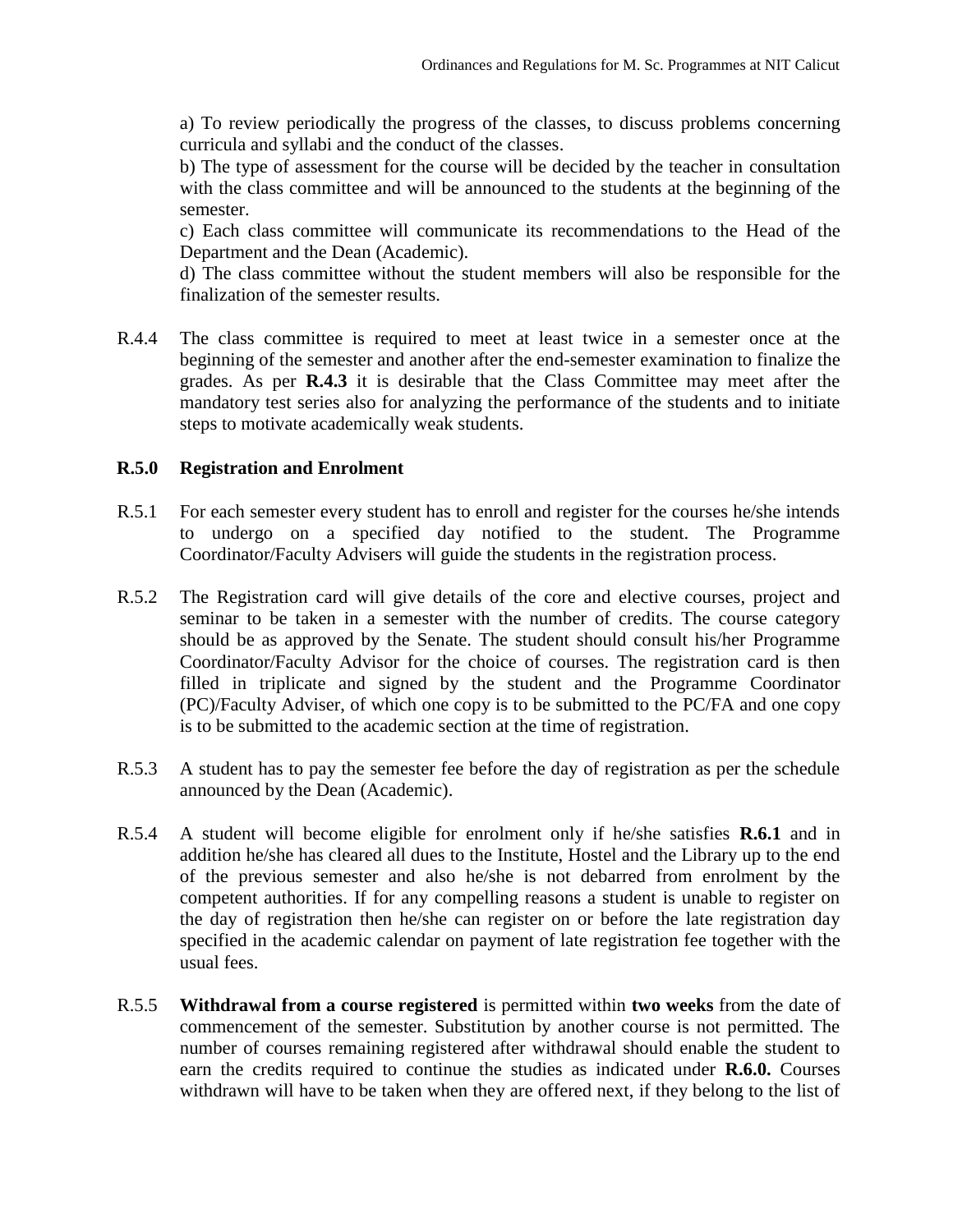a) To review periodically the progress of the classes, to discuss problems concerning curricula and syllabi and the conduct of the classes.

b) The type of assessment for the course will be decided by the teacher in consultation with the class committee and will be announced to the students at the beginning of the semester.

c) Each class committee will communicate its recommendations to the Head of the Department and the Dean (Academic).

d) The class committee without the student members will also be responsible for the finalization of the semester results.

R.4.4 The class committee is required to meet at least twice in a semester once at the beginning of the semester and another after the end-semester examination to finalize the grades. As per **R.4.3** it is desirable that the Class Committee may meet after the mandatory test series also for analyzing the performance of the students and to initiate steps to motivate academically weak students.

## R.5.0 Registration and Enrolment

R.5.1 For each semester every student has to enroll and register for the courses he/she intends to undergo on a specified day notified to the student. The Programme Coordinator/Faculty Advisers will guide the students in the registration process.

R.5.2 The Registration card will give details of the core and elective courses, project and seminar to be taken in a semester with the number of credits. The course category should be as approved by the Senate. The student should consult his/her Programme Coordinator/Faculty Advisor for the choice of courses. The registration card is then filled in triplicate and signed by the student and the Programme Coordinator (PC)/Faculty Adviser, of which one copy is to be submitted to the PC/FA and one copy is to be submitted to the academic section at the time of registration.

R.5.3 A student has to pay the semester fee before the day of registration as per the schedule announced by the Dean (Academic).

R.5.4 A student will become eligible for enrolment only if he/she satisfies **R.6.1** and in addition he/she has cleared all dues to the Institute, Hostel and the Library up to the end of the previous semester and also he/she is not debarred from enrolment by the competent authorities. If for any compelling reasons a student is unable to register on the day of registration then he/she can register on or before the late registration day specified in the academic calendar on payment of late registration fee together with the usual fees.

R.5.5 **Withdrawal from a course registered** is permitted within **two weeks** from the date of commencement of the semester. Substitution by another course is not permitted. The number of courses remaining registered after withdrawal should enable the student to earn the credits required to continue the studies as indicated under **R.6.0.** Courses withdrawn will have to be taken when they are offered next, if they belong to the list of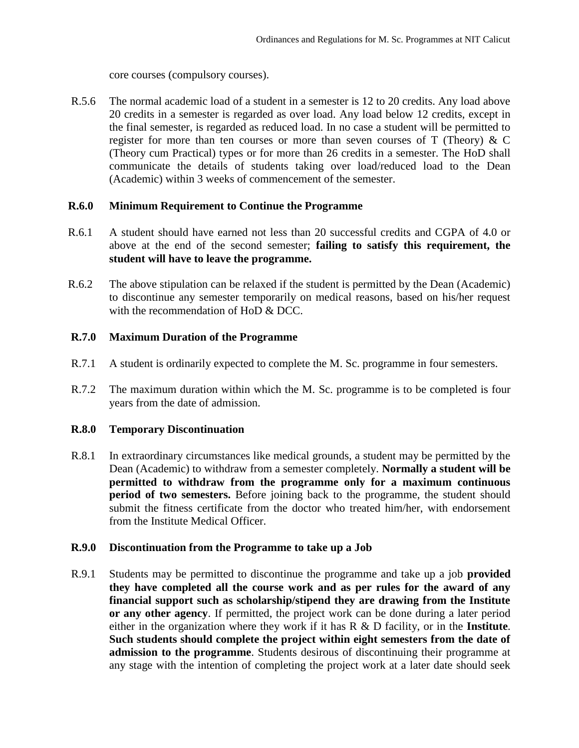core courses (compulsory courses).

R.5.6 The normal academic load of a student in a semester is 12 to 20 credits. Any load above 20 credits in a semester is regarded as over load. Any load below 12 credits, except in the final semester, is regarded as reduced load. In no case a student will be permitted to register for more than ten courses or more than seven courses of T (Theory) & C (Theory cum Practical) types or for more than 26 credits in a semester. The HoD shall communicate the details of students taking over load/reduced load to the Dean (Academic) within 3 weeks of commencement of the semester.

### R.6.0 Minimum Requirement to Continue the Programme

R.6.1 A student should have earned not less than 20 successful credits and CGPA of 4.0 or above at the end of the second semester; **failing to satisfy this requirement, the student will have to leave the programme.**

R.6.2 The above stipulation can be relaxed if the student is permitted by the Dean (Academic) to discontinue any semester temporarily on medical reasons, based on his/her request with the recommendation of HoD & DCC.

### R.7.0 Maximum Duration of the Programme

R.7.1 A student is ordinarily expected to complete the M. Sc. programme in four semesters.

R.7.2 The maximum duration within which the M. Sc. programme is to be completed is four years from the date of admission.

### R.8.0 Temporary Discontinuation

R.8.1 In extraordinary circumstances like medical grounds, a student may be permitted by the Dean (Academic) to withdraw from a semester completely. **Normally a student will be permitted to withdraw from the programme only for a maximum continuous period of two semesters.** Before joining back to the programme, the student should submit the fitness certificate from the doctor who treated him/her, with endorsement from the Institute Medical Officer.

### R.9.0 Discontinuation from the Programme to take up a Job

R.9.1 Students may be permitted to discontinue the programme and take up a job **provided they have completed all the course work and as per rules for the award of any financial support such as scholarship/stipend they are drawing from the Institute or any other agency**. If permitted, the project work can be done during a later period either in the organization where they work if it has R & D facility, or in the **Institute**. **Such students should complete the project within eight semesters from the date of admission to the programme**. Students desirous of discontinuing their programme at any stage with the intention of completing the project work at a later date should seek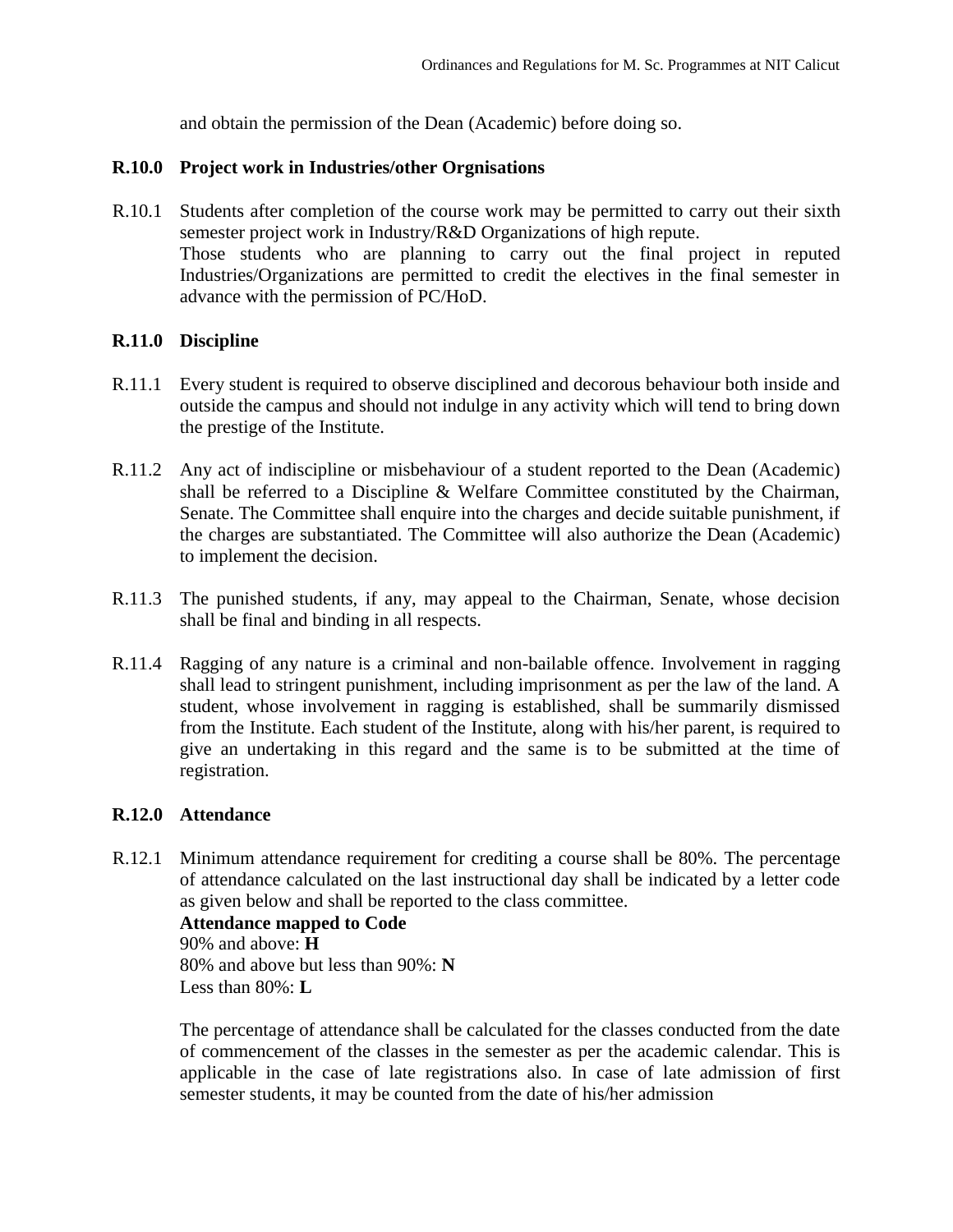and obtain the permission of the Dean (Academic) before doing so.

**R.10.0 Project work in Industries/other Orgnisations**

R.10.1 Students after completion of the course work may be permitted to carry out their sixth semester project work in Industry/R&D Organizations of high repute.
Those students who are planning to carry out the final project in reputed Industries/Organizations are permitted to credit the electives in the final semester in advance with the permission of PC/HoD.

**R.11.0 Discipline**

R.11.1 Every student is required to observe disciplined and decorous behaviour both inside and outside the campus and should not indulge in any activity which will tend to bring down the prestige of the Institute.

R.11.2 Any act of indiscipline or misbehaviour of a student reported to the Dean (Academic) shall be referred to a Discipline & Welfare Committee constituted by the Chairman, Senate. The Committee shall enquire into the charges and decide suitable punishment, if the charges are substantiated. The Committee will also authorize the Dean (Academic) to implement the decision.

R.11.3 The punished students, if any, may appeal to the Chairman, Senate, whose decision shall be final and binding in all respects.

R.11.4 Ragging of any nature is a criminal and non-bailable offence. Involvement in ragging shall lead to stringent punishment, including imprisonment as per the law of the land. A student, whose involvement in ragging is established, shall be summarily dismissed from the Institute. Each student of the Institute, along with his/her parent, is required to give an undertaking in this regard and the same is to be submitted at the time of registration.

**R.12.0 Attendance**

R.12.1 Minimum attendance requirement for crediting a course shall be 80%. The percentage of attendance calculated on the last instructional day shall be indicated by a letter code as given below and shall be reported to the class committee.

**Attendance mapped to Code**
90% and above: **H**
80% and above but less than 90%: **N**
Less than 80%: **L**

The percentage of attendance shall be calculated for the classes conducted from the date of commencement of the classes in the semester as per the academic calendar. This is applicable in the case of late registrations also. In case of late admission of first semester students, it may be counted from the date of his/her admission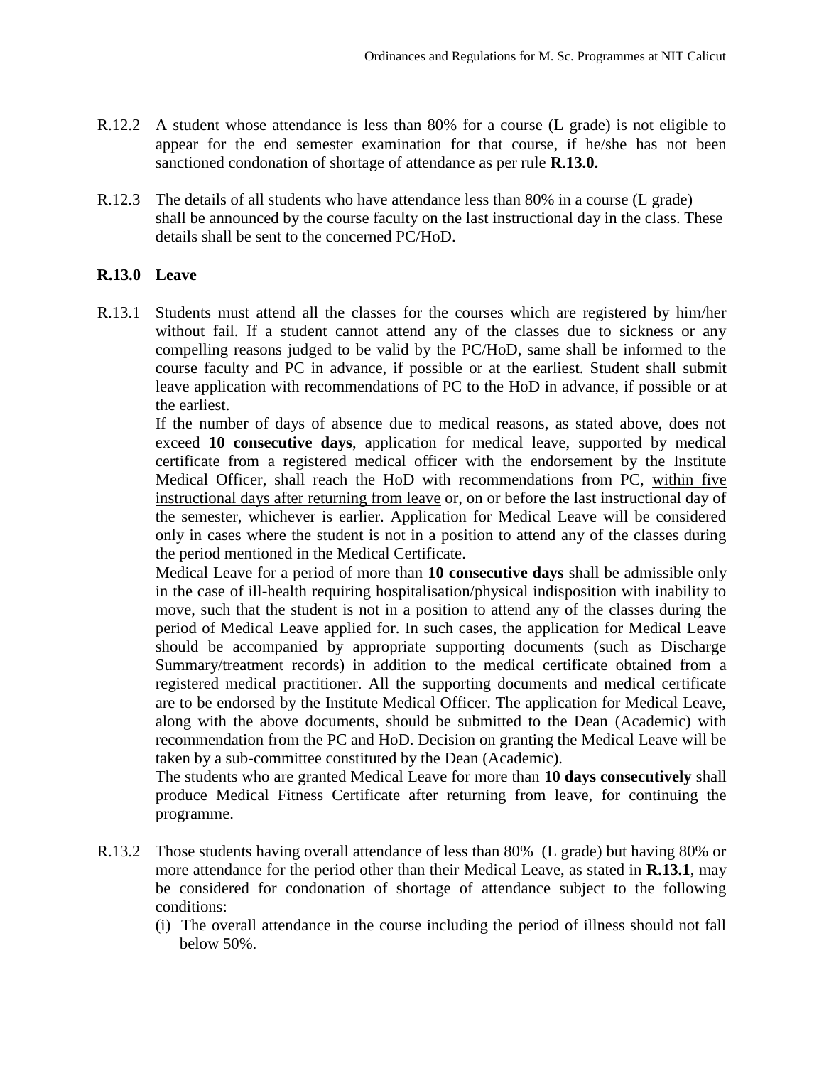R.12.2 A student whose attendance is less than 80% for a course (L grade) is not eligible to appear for the end semester examination for that course, if he/she has not been sanctioned condonation of shortage of attendance as per rule **R.13.0.**

R.12.3 The details of all students who have attendance less than 80% in a course (L grade) shall be announced by the course faculty on the last instructional day in the class. These details shall be sent to the concerned PC/HoD.

**R.13.0 Leave**

R.13.1 Students must attend all the classes for the courses which are registered by him/her without fail. If a student cannot attend any of the classes due to sickness or any compelling reasons judged to be valid by the PC/HoD, same shall be informed to the course faculty and PC in advance, if possible or at the earliest. Student shall submit leave application with recommendations of PC to the HoD in advance, if possible or at the earliest.

If the number of days of absence due to medical reasons, as stated above, does not exceed **10 consecutive days**, application for medical leave, supported by medical certificate from a registered medical officer with the endorsement by the Institute Medical Officer, shall reach the HoD with recommendations from PC, within five instructional days after returning from leave or, on or before the last instructional day of the semester, whichever is earlier. Application for Medical Leave will be considered only in cases where the student is not in a position to attend any of the classes during the period mentioned in the Medical Certificate.

Medical Leave for a period of more than **10 consecutive days** shall be admissible only in the case of ill-health requiring hospitalisation/physical indisposition with inability to move, such that the student is not in a position to attend any of the classes during the period of Medical Leave applied for. In such cases, the application for Medical Leave should be accompanied by appropriate supporting documents (such as Discharge Summary/treatment records) in addition to the medical certificate obtained from a registered medical practitioner. All the supporting documents and medical certificate are to be endorsed by the Institute Medical Officer. The application for Medical Leave, along with the above documents, should be submitted to the Dean (Academic) with recommendation from the PC and HoD. Decision on granting the Medical Leave will be taken by a sub-committee constituted by the Dean (Academic).

The students who are granted Medical Leave for more than **10 days consecutively** shall produce Medical Fitness Certificate after returning from leave, for continuing the programme.

R.13.2 Those students having overall attendance of less than 80% (L grade) but having 80% or more attendance for the period other than their Medical Leave, as stated in **R.13.1**, may be considered for condonation of shortage of attendance subject to the following conditions:

(i) The overall attendance in the course including the period of illness should not fall below 50%.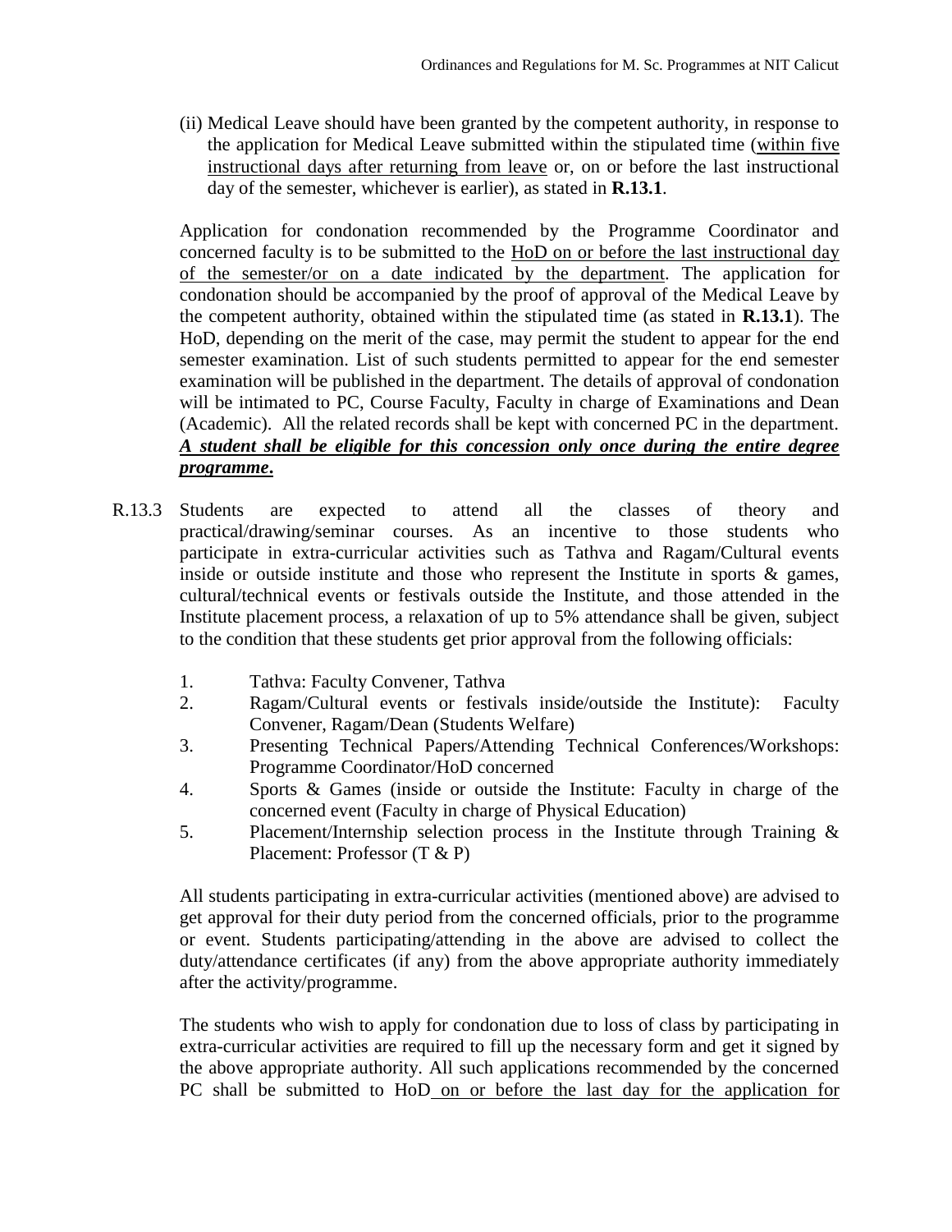(ii) Medical Leave should have been granted by the competent authority, in response to the application for Medical Leave submitted within the stipulated time (<u>within five instructional days after returning from leave</u> or, on or before the last instructional day of the semester, whichever is earlier), as stated in **R.13.1**.

Application for condonation recommended by the Programme Coordinator and concerned faculty is to be submitted to the <u>HoD on or before the last instructional day of the semester/or on a date indicated by the department</u>. The application for condonation should be accompanied by the proof of approval of the Medical Leave by the competent authority, obtained within the stipulated time (as stated in **R.13.1**). The HoD, depending on the merit of the case, may permit the student to appear for the end semester examination. List of such students permitted to appear for the end semester examination will be published in the department. The details of approval of condonation will be intimated to PC, Course Faculty, Faculty in charge of Examinations and Dean (Academic). All the related records shall be kept with concerned PC in the department. <u>***A student shall be eligible for this concession only once during the entire degree programme.***</u>

R.13.3 Students are expected to attend all the classes of theory and practical/drawing/seminar courses. As an incentive to those students who participate in extra-curricular activities such as Tathva and Ragam/Cultural events inside or outside institute and those who represent the Institute in sports & games, cultural/technical events or festivals outside the Institute, and those attended in the Institute placement process, a relaxation of up to 5% attendance shall be given, subject to the condition that these students get prior approval from the following officials:

1. Tathva: Faculty Convener, Tathva
2. Ragam/Cultural events or festivals inside/outside the Institute): Faculty Convener, Ragam/Dean (Students Welfare)
3. Presenting Technical Papers/Attending Technical Conferences/Workshops: Programme Coordinator/HoD concerned
4. Sports & Games (inside or outside the Institute: Faculty in charge of the concerned event (Faculty in charge of Physical Education)
5. Placement/Internship selection process in the Institute through Training & Placement: Professor (T & P)

All students participating in extra-curricular activities (mentioned above) are advised to get approval for their duty period from the concerned officials, prior to the programme or event. Students participating/attending in the above are advised to collect the duty/attendance certificates (if any) from the above appropriate authority immediately after the activity/programme.

The students who wish to apply for condonation due to loss of class by participating in extra-curricular activities are required to fill up the necessary form and get it signed by the above appropriate authority. All such applications recommended by the concerned PC shall be submitted to HoD <u>on or before the last day for the application for</u>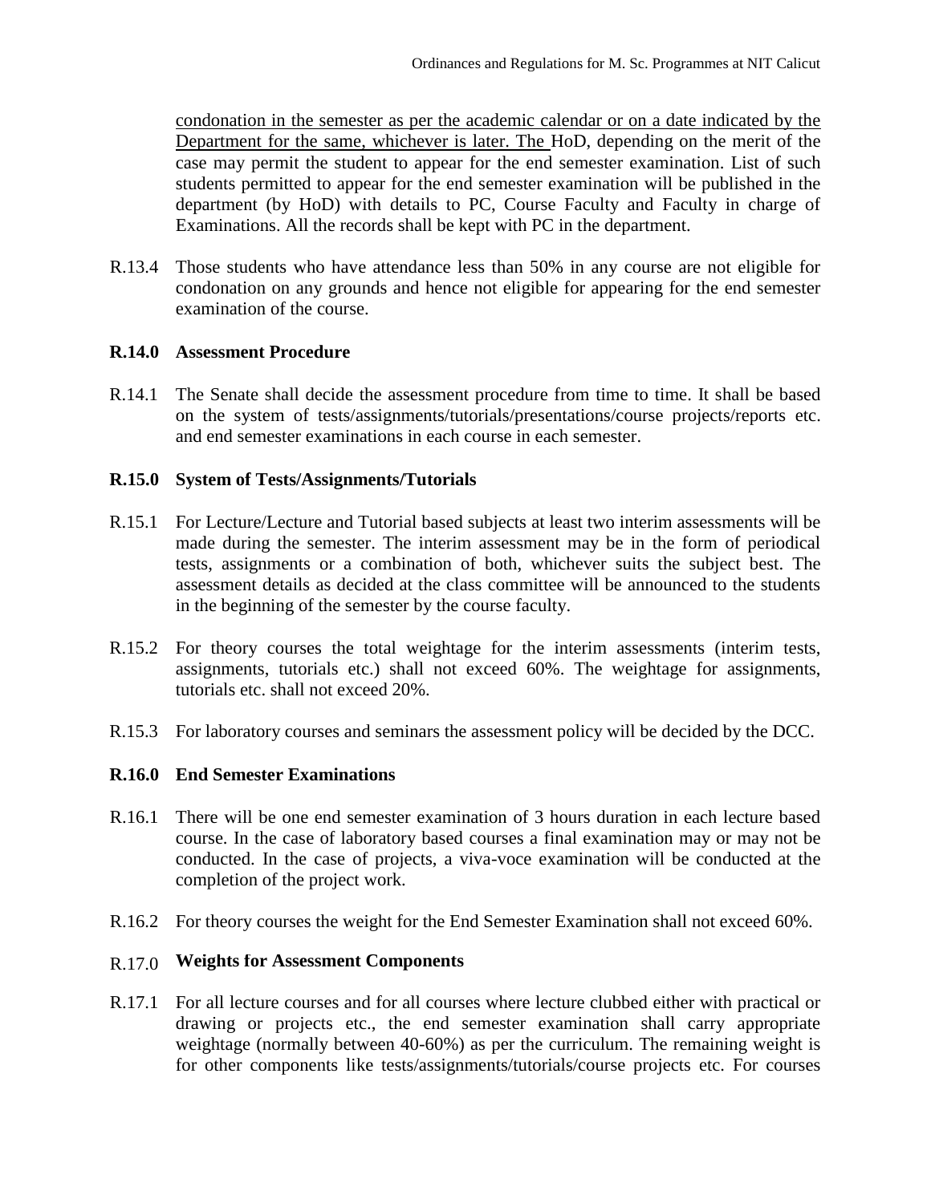condonation in the semester as per the academic calendar or on a date indicated by the Department for the same, whichever is later. The HoD, depending on the merit of the case may permit the student to appear for the end semester examination. List of such students permitted to appear for the end semester examination will be published in the department (by HoD) with details to PC, Course Faculty and Faculty in charge of Examinations. All the records shall be kept with PC in the department.

R.13.4 Those students who have attendance less than 50% in any course are not eligible for condonation on any grounds and hence not eligible for appearing for the end semester examination of the course.

**R.14.0 Assessment Procedure**

R.14.1 The Senate shall decide the assessment procedure from time to time. It shall be based on the system of tests/assignments/tutorials/presentations/course projects/reports etc. and end semester examinations in each course in each semester.

**R.15.0 System of Tests/Assignments/Tutorials**

R.15.1 For Lecture/Lecture and Tutorial based subjects at least two interim assessments will be made during the semester. The interim assessment may be in the form of periodical tests, assignments or a combination of both, whichever suits the subject best. The assessment details as decided at the class committee will be announced to the students in the beginning of the semester by the course faculty.

R.15.2 For theory courses the total weightage for the interim assessments (interim tests, assignments, tutorials etc.) shall not exceed 60%. The weightage for assignments, tutorials etc. shall not exceed 20%.

R.15.3 For laboratory courses and seminars the assessment policy will be decided by the DCC.

**R.16.0 End Semester Examinations**

R.16.1 There will be one end semester examination of 3 hours duration in each lecture based course. In the case of laboratory based courses a final examination may or may not be conducted. In the case of projects, a viva-voce examination will be conducted at the completion of the project work.

R.16.2 For theory courses the weight for the End Semester Examination shall not exceed 60%.

R.17.0 **Weights for Assessment Components**

R.17.1 For all lecture courses and for all courses where lecture clubbed either with practical or drawing or projects etc., the end semester examination shall carry appropriate weightage (normally between 40-60%) as per the curriculum. The remaining weight is for other components like tests/assignments/tutorials/course projects etc. For courses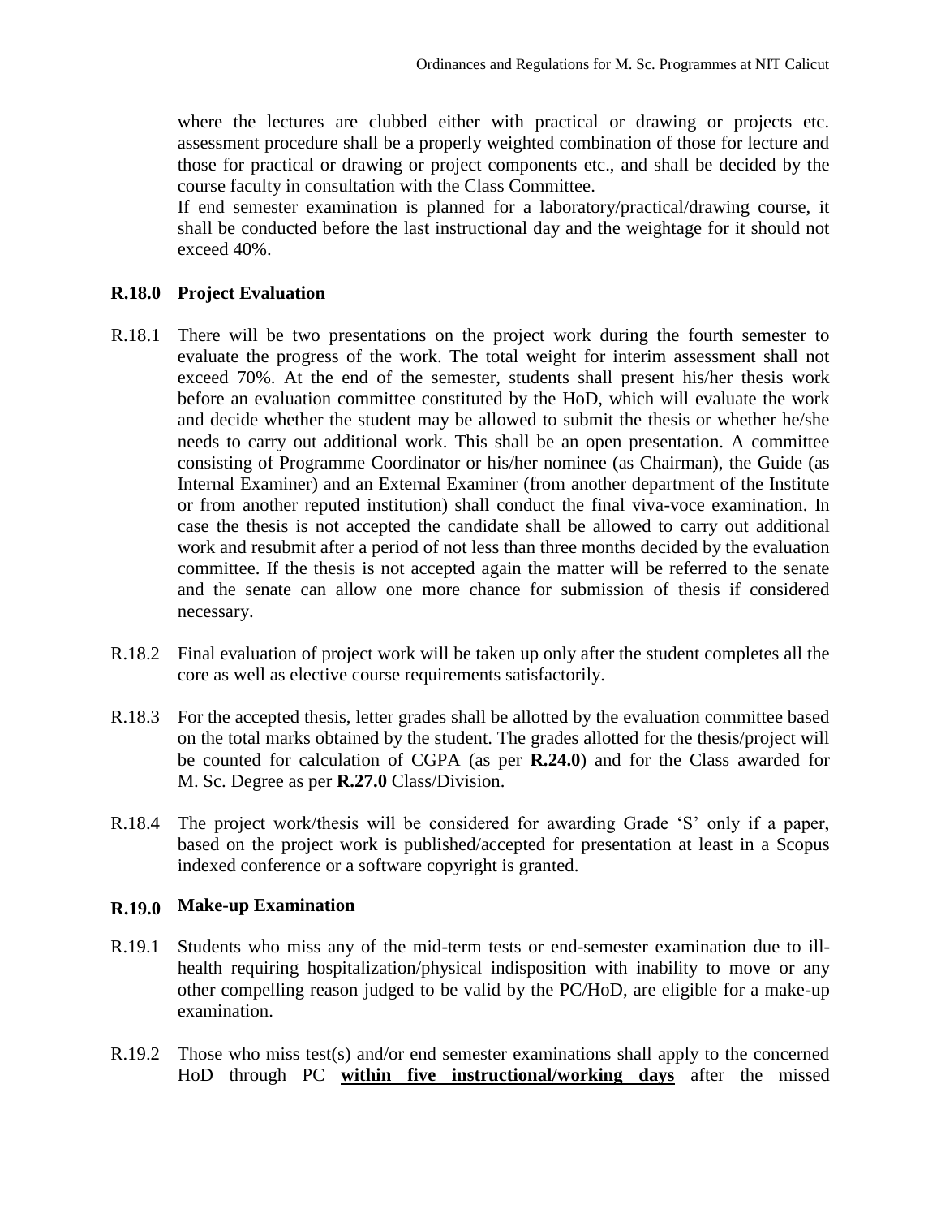where the lectures are clubbed either with practical or drawing or projects etc. assessment procedure shall be a properly weighted combination of those for lecture and those for practical or drawing or project components etc., and shall be decided by the course faculty in consultation with the Class Committee.

If end semester examination is planned for a laboratory/practical/drawing course, it shall be conducted before the last instructional day and the weightage for it should not exceed 40%.

## R.18.0 Project Evaluation

R.18.1 There will be two presentations on the project work during the fourth semester to evaluate the progress of the work. The total weight for interim assessment shall not exceed 70%. At the end of the semester, students shall present his/her thesis work before an evaluation committee constituted by the HoD, which will evaluate the work and decide whether the student may be allowed to submit the thesis or whether he/she needs to carry out additional work. This shall be an open presentation. A committee consisting of Programme Coordinator or his/her nominee (as Chairman), the Guide (as Internal Examiner) and an External Examiner (from another department of the Institute or from another reputed institution) shall conduct the final viva-voce examination. In case the thesis is not accepted the candidate shall be allowed to carry out additional work and resubmit after a period of not less than three months decided by the evaluation committee. If the thesis is not accepted again the matter will be referred to the senate and the senate can allow one more chance for submission of thesis if considered necessary.

R.18.2 Final evaluation of project work will be taken up only after the student completes all the core as well as elective course requirements satisfactorily.

R.18.3 For the accepted thesis, letter grades shall be allotted by the evaluation committee based on the total marks obtained by the student. The grades allotted for the thesis/project will be counted for calculation of CGPA (as per **R.24.0**) and for the Class awarded for M. Sc. Degree as per **R.27.0** Class/Division.

R.18.4 The project work/thesis will be considered for awarding Grade 'S' only if a paper, based on the project work is published/accepted for presentation at least in a Scopus indexed conference or a software copyright is granted.

## R.19.0 Make-up Examination

R.19.1 Students who miss any of the mid-term tests or end-semester examination due to ill-health requiring hospitalization/physical indisposition with inability to move or any other compelling reason judged to be valid by the PC/HoD, are eligible for a make-up examination.

R.19.2 Those who miss test(s) and/or end semester examinations shall apply to the concerned HoD through PC **<u>within five instructional/working days</u>** after the missed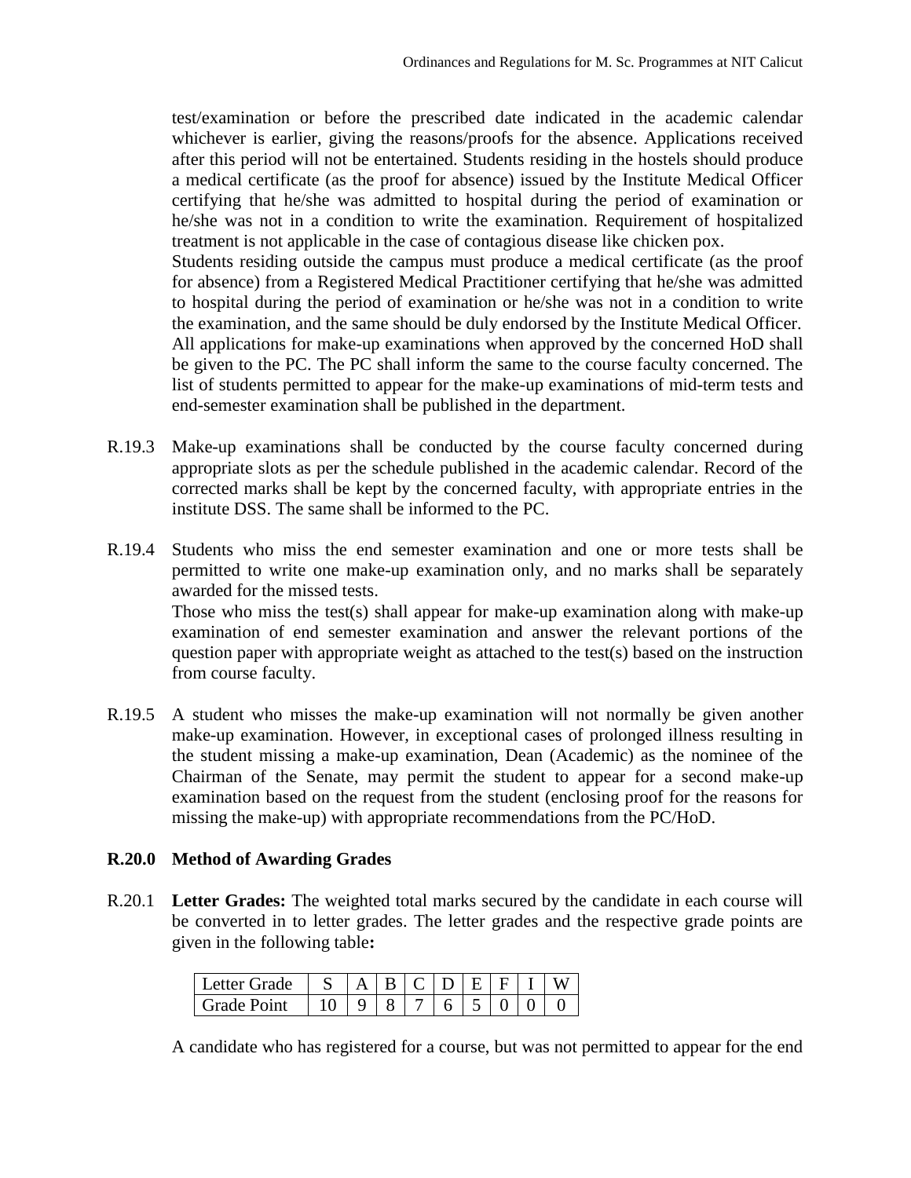test/examination or before the prescribed date indicated in the academic calendar whichever is earlier, giving the reasons/proofs for the absence. Applications received after this period will not be entertained. Students residing in the hostels should produce a medical certificate (as the proof for absence) issued by the Institute Medical Officer certifying that he/she was admitted to hospital during the period of examination or he/she was not in a condition to write the examination. Requirement of hospitalized treatment is not applicable in the case of contagious disease like chicken pox.

Students residing outside the campus must produce a medical certificate (as the proof for absence) from a Registered Medical Practitioner certifying that he/she was admitted to hospital during the period of examination or he/she was not in a condition to write the examination, and the same should be duly endorsed by the Institute Medical Officer. All applications for make-up examinations when approved by the concerned HoD shall be given to the PC. The PC shall inform the same to the course faculty concerned. The list of students permitted to appear for the make-up examinations of mid-term tests and end-semester examination shall be published in the department.

R.19.3 Make-up examinations shall be conducted by the course faculty concerned during appropriate slots as per the schedule published in the academic calendar. Record of the corrected marks shall be kept by the concerned faculty, with appropriate entries in the institute DSS. The same shall be informed to the PC.

R.19.4 Students who miss the end semester examination and one or more tests shall be permitted to write one make-up examination only, and no marks shall be separately awarded for the missed tests.

Those who miss the test(s) shall appear for make-up examination along with make-up examination of end semester examination and answer the relevant portions of the question paper with appropriate weight as attached to the test(s) based on the instruction from course faculty.

R.19.5 A student who misses the make-up examination will not normally be given another make-up examination. However, in exceptional cases of prolonged illness resulting in the student missing a make-up examination, Dean (Academic) as the nominee of the Chairman of the Senate, may permit the student to appear for a second make-up examination based on the request from the student (enclosing proof for the reasons for missing the make-up) with appropriate recommendations from the PC/HoD.

**R.20.0 Method of Awarding Grades**

R.20.1 **Letter Grades:** The weighted total marks secured by the candidate in each course will be converted in to letter grades. The letter grades and the respective grade points are given in the following table**:**

| Letter Grade | S | A | B | C | D | E | F | I | W |
|---|---|---|---|---|---|---|---|---|---|
| Grade Point | 10 | 9 | 8 | 7 | 6 | 5 | 0 | 0 | 0 |

A candidate who has registered for a course, but was not permitted to appear for the end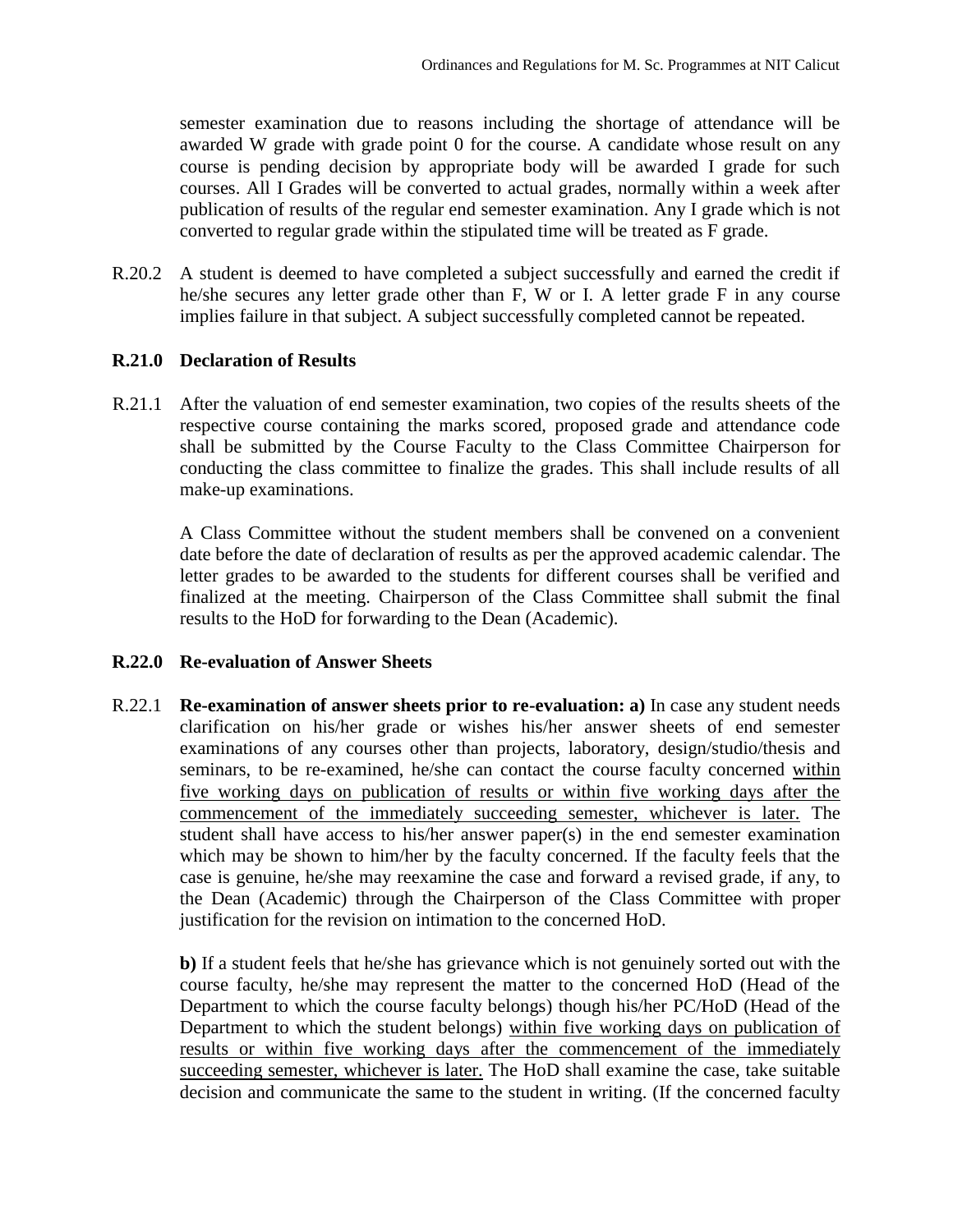semester examination due to reasons including the shortage of attendance will be awarded W grade with grade point 0 for the course. A candidate whose result on any course is pending decision by appropriate body will be awarded I grade for such courses. All I Grades will be converted to actual grades, normally within a week after publication of results of the regular end semester examination. Any I grade which is not converted to regular grade within the stipulated time will be treated as F grade.

R.20.2 A student is deemed to have completed a subject successfully and earned the credit if he/she secures any letter grade other than F, W or I. A letter grade F in any course implies failure in that subject. A subject successfully completed cannot be repeated.

**R.21.0 Declaration of Results**

R.21.1 After the valuation of end semester examination, two copies of the results sheets of the respective course containing the marks scored, proposed grade and attendance code shall be submitted by the Course Faculty to the Class Committee Chairperson for conducting the class committee to finalize the grades. This shall include results of all make-up examinations.

A Class Committee without the student members shall be convened on a convenient date before the date of declaration of results as per the approved academic calendar. The letter grades to be awarded to the students for different courses shall be verified and finalized at the meeting. Chairperson of the Class Committee shall submit the final results to the HoD for forwarding to the Dean (Academic).

**R.22.0 Re-evaluation of Answer Sheets**

R.22.1 **Re-examination of answer sheets prior to re-evaluation: a)** In case any student needs clarification on his/her grade or wishes his/her answer sheets of end semester examinations of any courses other than projects, laboratory, design/studio/thesis and seminars, to be re-examined, he/she can contact the course faculty concerned <u>within five working days on publication of results or within five working days after the commencement of the immediately succeeding semester, whichever is later.</u> The student shall have access to his/her answer paper(s) in the end semester examination which may be shown to him/her by the faculty concerned. If the faculty feels that the case is genuine, he/she may reexamine the case and forward a revised grade, if any, to the Dean (Academic) through the Chairperson of the Class Committee with proper justification for the revision on intimation to the concerned HoD.

**b)** If a student feels that he/she has grievance which is not genuinely sorted out with the course faculty, he/she may represent the matter to the concerned HoD (Head of the Department to which the course faculty belongs) though his/her PC/HoD (Head of the Department to which the student belongs) <u>within five working days on publication of results or within five working days after the commencement of the immediately succeeding semester, whichever is later.</u> The HoD shall examine the case, take suitable decision and communicate the same to the student in writing. (If the concerned faculty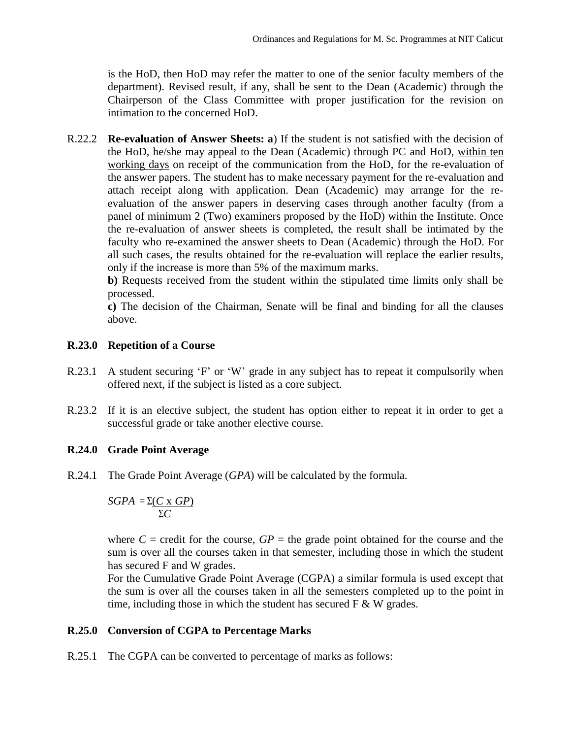is the HoD, then HoD may refer the matter to one of the senior faculty members of the department). Revised result, if any, shall be sent to the Dean (Academic) through the Chairperson of the Class Committee with proper justification for the revision on intimation to the concerned HoD.

R.22.2 **Re-evaluation of Answer Sheets: a**) If the student is not satisfied with the decision of the HoD, he/she may appeal to the Dean (Academic) through PC and HoD, <u>within ten working days</u> on receipt of the communication from the HoD, for the re-evaluation of the answer papers. The student has to make necessary payment for the re-evaluation and attach receipt along with application. Dean (Academic) may arrange for the re-evaluation of the answer papers in deserving cases through another faculty (from a panel of minimum 2 (Two) examiners proposed by the HoD) within the Institute. Once the re-evaluation of answer sheets is completed, the result shall be intimated by the faculty who re-examined the answer sheets to Dean (Academic) through the HoD. For all such cases, the results obtained for the re-evaluation will replace the earlier results, only if the increase is more than 5% of the maximum marks.

**b)** Requests received from the student within the stipulated time limits only shall be processed.

**c)** The decision of the Chairman, Senate will be final and binding for all the clauses above.

## R.23.0 Repetition of a Course

R.23.1 A student securing 'F' or 'W' grade in any subject has to repeat it compulsorily when offered next, if the subject is listed as a core subject.

R.23.2 If it is an elective subject, the student has option either to repeat it in order to get a successful grade or take another elective course.

## R.24.0 Grade Point Average

R.24.1 The Grade Point Average (*GPA*) will be calculated by the formula.

$$SGPA = \frac{\Sigma(C \text{ x } GP)}{\Sigma C}$$

where $C$ = credit for the course, $GP$ = the grade point obtained for the course and the sum is over all the courses taken in that semester, including those in which the student has secured F and W grades.

For the Cumulative Grade Point Average (CGPA) a similar formula is used except that the sum is over all the courses taken in all the semesters completed up to the point in time, including those in which the student has secured F & W grades.

## R.25.0 Conversion of CGPA to Percentage Marks

R.25.1 The CGPA can be converted to percentage of marks as follows: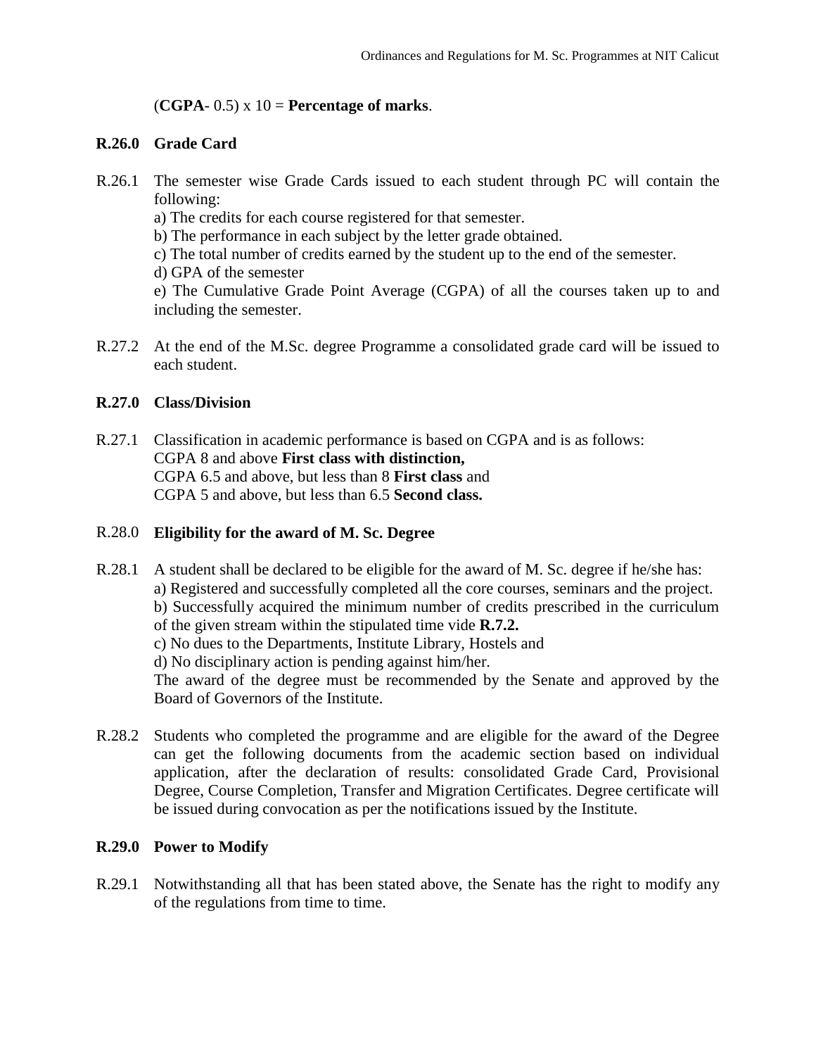($\mathbf{CGPA}$- 0.5) x 10 = **Percentage of marks**.

## R.26.0 Grade Card

R.26.1 The semester wise Grade Cards issued to each student through PC will contain the following:

a) The credits for each course registered for that semester.

b) The performance in each subject by the letter grade obtained.

c) The total number of credits earned by the student up to the end of the semester.

d) GPA of the semester

e) The Cumulative Grade Point Average (CGPA) of all the courses taken up to and including the semester.

R.27.2 At the end of the M.Sc. degree Programme a consolidated grade card will be issued to each student.

## R.27.0 Class/Division

R.27.1 Classification in academic performance is based on CGPA and is as follows:

CGPA 8 and above **First class with distinction,**

CGPA 6.5 and above, but less than 8 **First class** and

CGPA 5 and above, but less than 6.5 **Second class.**

## R.28.0 Eligibility for the award of M. Sc. Degree

R.28.1 A student shall be declared to be eligible for the award of M. Sc. degree if he/she has:

a) Registered and successfully completed all the core courses, seminars and the project.

b) Successfully acquired the minimum number of credits prescribed in the curriculum of the given stream within the stipulated time vide **R.7.2.**

c) No dues to the Departments, Institute Library, Hostels and

d) No disciplinary action is pending against him/her.

The award of the degree must be recommended by the Senate and approved by the Board of Governors of the Institute.

R.28.2 Students who completed the programme and are eligible for the award of the Degree can get the following documents from the academic section based on individual application, after the declaration of results: consolidated Grade Card, Provisional Degree, Course Completion, Transfer and Migration Certificates. Degree certificate will be issued during convocation as per the notifications issued by the Institute.

## R.29.0 Power to Modify

R.29.1 Notwithstanding all that has been stated above, the Senate has the right to modify any of the regulations from time to time.